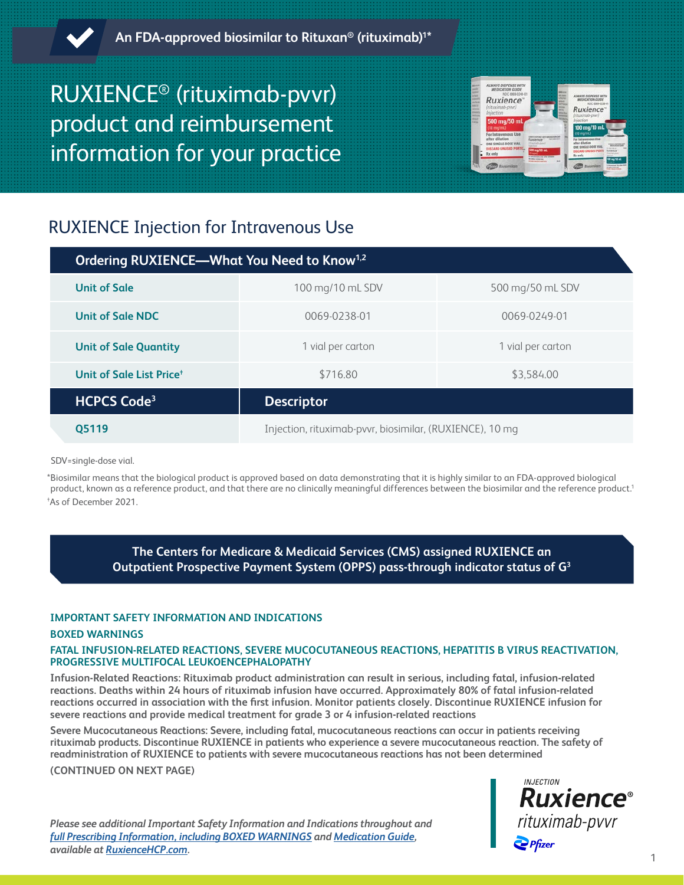An FDA-approved biosimilar to Rituxan® (rituximab)[1]*

# RUXIENCE® (rituximab-pvvr) product and reimbursement information for your practice

## RUXIENCE Injection for Intravenous Use

| Ordering RUXIENCE—What You Need to Know[1,2] | | |
|---|---|---|
| **Unit of Sale** | 100 mg/10 mL SDV | 500 mg/50 mL SDV |
| **Unit of Sale NDC** | 0069-0238-01 | 0069-0249-01 |
| **Unit of Sale Quantity** | 1 vial per carton | 1 vial per carton |
| **Unit of Sale List Price**† | $716.80 | $3,584.00 |
| **HCPCS Code[3]** | **Descriptor** | |
| **Q5119** | Injection, rituximab-pvvr, biosimilar, (RUXIENCE), 10 mg | |

SDV=single-dose vial.

*Biosimilar means that the biological product is approved based on data demonstrating that it is highly similar to an FDA-approved biological product, known as a reference product, and that there are no clinically meaningful differences between the biosimilar and the reference product.[1]

†As of December 2021.

**The Centers for Medicare & Medicaid Services (CMS) assigned RUXIENCE an Outpatient Prospective Payment System (OPPS) pass-through indicator status of G[3]**

**IMPORTANT SAFETY INFORMATION AND INDICATIONS**

**BOXED WARNINGS**

**FATAL INFUSION-RELATED REACTIONS, SEVERE MUCOCUTANEOUS REACTIONS, HEPATITIS B VIRUS REACTIVATION, PROGRESSIVE MULTIFOCAL LEUKOENCEPHALOPATHY**

**Infusion-Related Reactions: Rituximab product administration can result in serious, including fatal, infusion-related reactions. Deaths within 24 hours of rituximab infusion have occurred. Approximately 80% of fatal infusion-related reactions occurred in association with the first infusion. Monitor patients closely. Discontinue RUXIENCE infusion for severe reactions and provide medical treatment for grade 3 or 4 infusion-related reactions**

**Severe Mucocutaneous Reactions: Severe, including fatal, mucocutaneous reactions can occur in patients receiving rituximab products. Discontinue RUXIENCE in patients who experience a severe mucocutaneous reaction. The safety of readministration of RUXIENCE to patients with severe mucocutaneous reactions has not been determined**

**(CONTINUED ON NEXT PAGE)**

*Please see additional Important Safety Information and Indications throughout and full Prescribing Information, including BOXED WARNINGS and Medication Guide, available at RuxienceHCP.com.*

INJECTION Ruxience® rituximab-pvvr Pfizer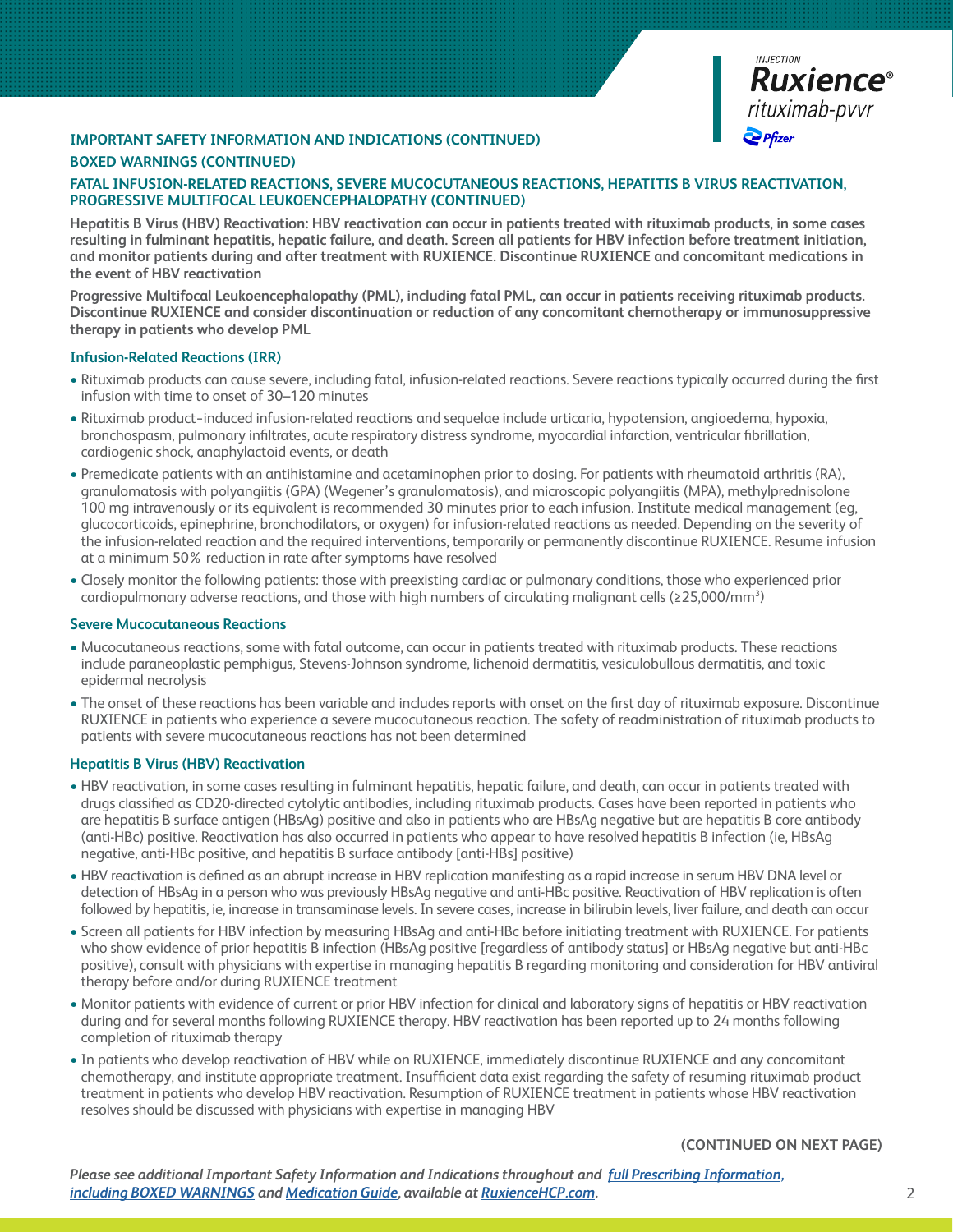## IMPORTANT SAFETY INFORMATION AND INDICATIONS (CONTINUED)

### BOXED WARNINGS (CONTINUED)

### FATAL INFUSION-RELATED REACTIONS, SEVERE MUCOCUTANEOUS REACTIONS, HEPATITIS B VIRUS REACTIVATION, PROGRESSIVE MULTIFOCAL LEUKOENCEPHALOPATHY (CONTINUED)

**Hepatitis B Virus (HBV) Reactivation: HBV reactivation can occur in patients treated with rituximab products, in some cases resulting in fulminant hepatitis, hepatic failure, and death. Screen all patients for HBV infection before treatment initiation, and monitor patients during and after treatment with RUXIENCE. Discontinue RUXIENCE and concomitant medications in the event of HBV reactivation**

**Progressive Multifocal Leukoencephalopathy (PML), including fatal PML, can occur in patients receiving rituximab products. Discontinue RUXIENCE and consider discontinuation or reduction of any concomitant chemotherapy or immunosuppressive therapy in patients who develop PML**

### Infusion-Related Reactions (IRR)

- Rituximab products can cause severe, including fatal, infusion-related reactions. Severe reactions typically occurred during the first infusion with time to onset of 30–120 minutes
- Rituximab product–induced infusion-related reactions and sequelae include urticaria, hypotension, angioedema, hypoxia, bronchospasm, pulmonary infiltrates, acute respiratory distress syndrome, myocardial infarction, ventricular fibrillation, cardiogenic shock, anaphylactoid events, or death
- Premedicate patients with an antihistamine and acetaminophen prior to dosing. For patients with rheumatoid arthritis (RA), granulomatosis with polyangiitis (GPA) (Wegener's granulomatosis), and microscopic polyangiitis (MPA), methylprednisolone 100 mg intravenously or its equivalent is recommended 30 minutes prior to each infusion. Institute medical management (eg, glucocorticoids, epinephrine, bronchodilators, or oxygen) for infusion-related reactions as needed. Depending on the severity of the infusion-related reaction and the required interventions, temporarily or permanently discontinue RUXIENCE. Resume infusion at a minimum 50% reduction in rate after symptoms have resolved
- Closely monitor the following patients: those with preexisting cardiac or pulmonary conditions, those who experienced prior cardiopulmonary adverse reactions, and those with high numbers of circulating malignant cells (≥25,000/mm$^3$)

### Severe Mucocutaneous Reactions

- Mucocutaneous reactions, some with fatal outcome, can occur in patients treated with rituximab products. These reactions include paraneoplastic pemphigus, Stevens-Johnson syndrome, lichenoid dermatitis, vesiculobullous dermatitis, and toxic epidermal necrolysis
- The onset of these reactions has been variable and includes reports with onset on the first day of rituximab exposure. Discontinue RUXIENCE in patients who experience a severe mucocutaneous reaction. The safety of readministration of rituximab products to patients with severe mucocutaneous reactions has not been determined

### Hepatitis B Virus (HBV) Reactivation

- HBV reactivation, in some cases resulting in fulminant hepatitis, hepatic failure, and death, can occur in patients treated with drugs classified as CD20-directed cytolytic antibodies, including rituximab products. Cases have been reported in patients who are hepatitis B surface antigen (HBsAg) positive and also in patients who are HBsAg negative but are hepatitis B core antibody (anti-HBc) positive. Reactivation has also occurred in patients who appear to have resolved hepatitis B infection (ie, HBsAg negative, anti-HBc positive, and hepatitis B surface antibody [anti-HBs] positive)
- HBV reactivation is defined as an abrupt increase in HBV replication manifesting as a rapid increase in serum HBV DNA level or detection of HBsAg in a person who was previously HBsAg negative and anti-HBc positive. Reactivation of HBV replication is often followed by hepatitis, ie, increase in transaminase levels. In severe cases, increase in bilirubin levels, liver failure, and death can occur
- Screen all patients for HBV infection by measuring HBsAg and anti-HBc before initiating treatment with RUXIENCE. For patients who show evidence of prior hepatitis B infection (HBsAg positive [regardless of antibody status] or HBsAg negative but anti-HBc positive), consult with physicians with expertise in managing hepatitis B regarding monitoring and consideration for HBV antiviral therapy before and/or during RUXIENCE treatment
- Monitor patients with evidence of current or prior HBV infection for clinical and laboratory signs of hepatitis or HBV reactivation during and for several months following RUXIENCE therapy. HBV reactivation has been reported up to 24 months following completion of rituximab therapy
- In patients who develop reactivation of HBV while on RUXIENCE, immediately discontinue RUXIENCE and any concomitant chemotherapy, and institute appropriate treatment. Insufficient data exist regarding the safety of resuming rituximab product treatment in patients who develop HBV reactivation. Resumption of RUXIENCE treatment in patients whose HBV reactivation resolves should be discussed with physicians with expertise in managing HBV

**(CONTINUED ON NEXT PAGE)**

***Please see additional Important Safety Information and Indications throughout and full Prescribing Information, including BOXED WARNINGS and Medication Guide, available at RuxienceHCP.com.***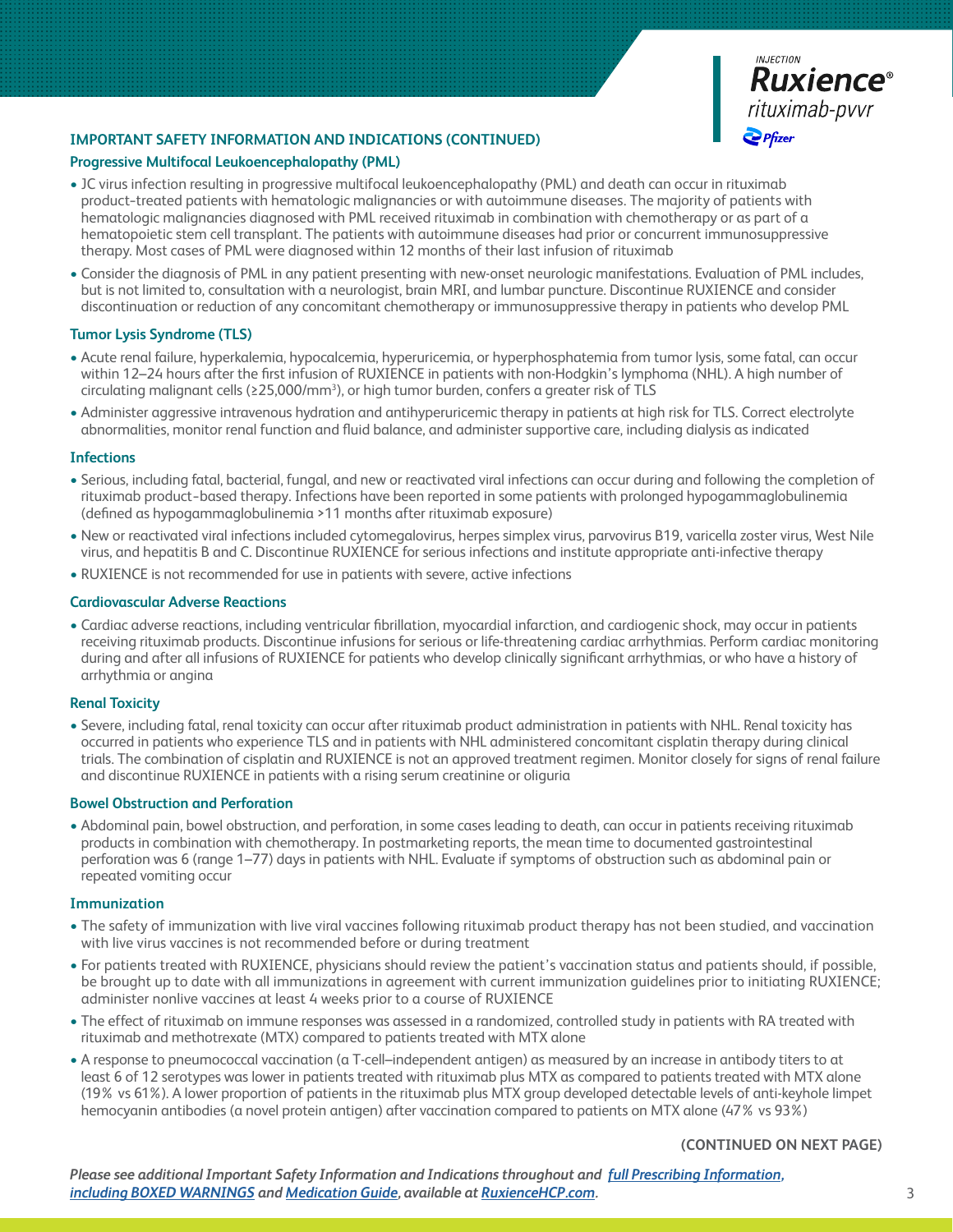## IMPORTANT SAFETY INFORMATION AND INDICATIONS (CONTINUED)

### Progressive Multifocal Leukoencephalopathy (PML)

- JC virus infection resulting in progressive multifocal leukoencephalopathy (PML) and death can occur in rituximab product-treated patients with hematologic malignancies or with autoimmune diseases. The majority of patients with hematologic malignancies diagnosed with PML received rituximab in combination with chemotherapy or as part of a hematopoietic stem cell transplant. The patients with autoimmune diseases had prior or concurrent immunosuppressive therapy. Most cases of PML were diagnosed within 12 months of their last infusion of rituximab
- Consider the diagnosis of PML in any patient presenting with new-onset neurologic manifestations. Evaluation of PML includes, but is not limited to, consultation with a neurologist, brain MRI, and lumbar puncture. Discontinue RUXIENCE and consider discontinuation or reduction of any concomitant chemotherapy or immunosuppressive therapy in patients who develop PML

### Tumor Lysis Syndrome (TLS)

- Acute renal failure, hyperkalemia, hypocalcemia, hyperuricemia, or hyperphosphatemia from tumor lysis, some fatal, can occur within 12–24 hours after the first infusion of RUXIENCE in patients with non-Hodgkin's lymphoma (NHL). A high number of circulating malignant cells (≥25,000/mm$^3$), or high tumor burden, confers a greater risk of TLS
- Administer aggressive intravenous hydration and antihyperuricemic therapy in patients at high risk for TLS. Correct electrolyte abnormalities, monitor renal function and fluid balance, and administer supportive care, including dialysis as indicated

### Infections

- Serious, including fatal, bacterial, fungal, and new or reactivated viral infections can occur during and following the completion of rituximab product-based therapy. Infections have been reported in some patients with prolonged hypogammaglobulinemia (defined as hypogammaglobulinemia >11 months after rituximab exposure)
- New or reactivated viral infections included cytomegalovirus, herpes simplex virus, parvovirus B19, varicella zoster virus, West Nile virus, and hepatitis B and C. Discontinue RUXIENCE for serious infections and institute appropriate anti-infective therapy
- RUXIENCE is not recommended for use in patients with severe, active infections

### Cardiovascular Adverse Reactions

- Cardiac adverse reactions, including ventricular fibrillation, myocardial infarction, and cardiogenic shock, may occur in patients receiving rituximab products. Discontinue infusions for serious or life-threatening cardiac arrhythmias. Perform cardiac monitoring during and after all infusions of RUXIENCE for patients who develop clinically significant arrhythmias, or who have a history of arrhythmia or angina

### Renal Toxicity

- Severe, including fatal, renal toxicity can occur after rituximab product administration in patients with NHL. Renal toxicity has occurred in patients who experience TLS and in patients with NHL administered concomitant cisplatin therapy during clinical trials. The combination of cisplatin and RUXIENCE is not an approved treatment regimen. Monitor closely for signs of renal failure and discontinue RUXIENCE in patients with a rising serum creatinine or oliguria

### Bowel Obstruction and Perforation

- Abdominal pain, bowel obstruction, and perforation, in some cases leading to death, can occur in patients receiving rituximab products in combination with chemotherapy. In postmarketing reports, the mean time to documented gastrointestinal perforation was 6 (range 1–77) days in patients with NHL. Evaluate if symptoms of obstruction such as abdominal pain or repeated vomiting occur

### Immunization

- The safety of immunization with live viral vaccines following rituximab product therapy has not been studied, and vaccination with live virus vaccines is not recommended before or during treatment
- For patients treated with RUXIENCE, physicians should review the patient's vaccination status and patients should, if possible, be brought up to date with all immunizations in agreement with current immunization guidelines prior to initiating RUXIENCE; administer nonlive vaccines at least 4 weeks prior to a course of RUXIENCE
- The effect of rituximab on immune responses was assessed in a randomized, controlled study in patients with RA treated with rituximab and methotrexate (MTX) compared to patients treated with MTX alone
- A response to pneumococcal vaccination (a T-cell–independent antigen) as measured by an increase in antibody titers to at least 6 of 12 serotypes was lower in patients treated with rituximab plus MTX as compared to patients treated with MTX alone (19% vs 61%). A lower proportion of patients in the rituximab plus MTX group developed detectable levels of anti-keyhole limpet hemocyanin antibodies (a novel protein antigen) after vaccination compared to patients on MTX alone (47% vs 93%)

**(CONTINUED ON NEXT PAGE)**

***Please see additional Important Safety Information and Indications throughout and [full Prescribing Information, including BOXED WARNINGS]() and [Medication Guide](), available at [RuxienceHCP.com]().***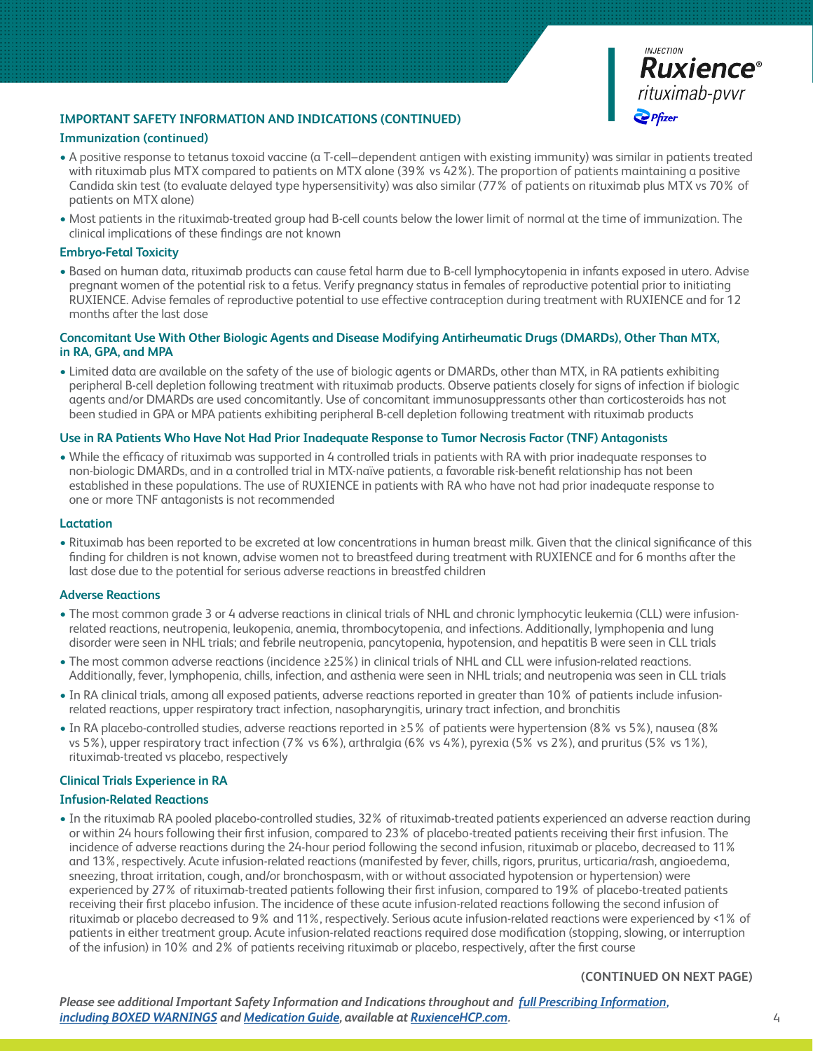## IMPORTANT SAFETY INFORMATION AND INDICATIONS (CONTINUED)

### Immunization (continued)

- A positive response to tetanus toxoid vaccine (a T-cell–dependent antigen with existing immunity) was similar in patients treated with rituximab plus MTX compared to patients on MTX alone (39% vs 42%). The proportion of patients maintaining a positive Candida skin test (to evaluate delayed type hypersensitivity) was also similar (77% of patients on rituximab plus MTX vs 70% of patients on MTX alone)
- Most patients in the rituximab-treated group had B-cell counts below the lower limit of normal at the time of immunization. The clinical implications of these findings are not known

### Embryo-Fetal Toxicity

- Based on human data, rituximab products can cause fetal harm due to B-cell lymphocytopenia in infants exposed in utero. Advise pregnant women of the potential risk to a fetus. Verify pregnancy status in females of reproductive potential prior to initiating RUXIENCE. Advise females of reproductive potential to use effective contraception during treatment with RUXIENCE and for 12 months after the last dose

### Concomitant Use With Other Biologic Agents and Disease Modifying Antirheumatic Drugs (DMARDs), Other Than MTX, in RA, GPA, and MPA

- Limited data are available on the safety of the use of biologic agents or DMARDs, other than MTX, in RA patients exhibiting peripheral B-cell depletion following treatment with rituximab products. Observe patients closely for signs of infection if biologic agents and/or DMARDs are used concomitantly. Use of concomitant immunosuppressants other than corticosteroids has not been studied in GPA or MPA patients exhibiting peripheral B-cell depletion following treatment with rituximab products

### Use in RA Patients Who Have Not Had Prior Inadequate Response to Tumor Necrosis Factor (TNF) Antagonists

- While the efficacy of rituximab was supported in 4 controlled trials in patients with RA with prior inadequate responses to non-biologic DMARDs, and in a controlled trial in MTX-naïve patients, a favorable risk-benefit relationship has not been established in these populations. The use of RUXIENCE in patients with RA who have not had prior inadequate response to one or more TNF antagonists is not recommended

### Lactation

- Rituximab has been reported to be excreted at low concentrations in human breast milk. Given that the clinical significance of this finding for children is not known, advise women not to breastfeed during treatment with RUXIENCE and for 6 months after the last dose due to the potential for serious adverse reactions in breastfed children

### Adverse Reactions

- The most common grade 3 or 4 adverse reactions in clinical trials of NHL and chronic lymphocytic leukemia (CLL) were infusion-related reactions, neutropenia, leukopenia, anemia, thrombocytopenia, and infections. Additionally, lymphopenia and lung disorder were seen in NHL trials; and febrile neutropenia, pancytopenia, hypotension, and hepatitis B were seen in CLL trials
- The most common adverse reactions (incidence ≥25%) in clinical trials of NHL and CLL were infusion-related reactions. Additionally, fever, lymphopenia, chills, infection, and asthenia were seen in NHL trials; and neutropenia was seen in CLL trials
- In RA clinical trials, among all exposed patients, adverse reactions reported in greater than 10% of patients include infusion-related reactions, upper respiratory tract infection, nasopharyngitis, urinary tract infection, and bronchitis
- In RA placebo-controlled studies, adverse reactions reported in ≥5% of patients were hypertension (8% vs 5%), nausea (8% vs 5%), upper respiratory tract infection (7% vs 6%), arthralgia (6% vs 4%), pyrexia (5% vs 2%), and pruritus (5% vs 1%), rituximab-treated vs placebo, respectively

### Clinical Trials Experience in RA

### Infusion-Related Reactions

- In the rituximab RA pooled placebo-controlled studies, 32% of rituximab-treated patients experienced an adverse reaction during or within 24 hours following their first infusion, compared to 23% of placebo-treated patients receiving their first infusion. The incidence of adverse reactions during the 24-hour period following the second infusion, rituximab or placebo, decreased to 11% and 13%, respectively. Acute infusion-related reactions (manifested by fever, chills, rigors, pruritus, urticaria/rash, angioedema, sneezing, throat irritation, cough, and/or bronchospasm, with or without associated hypotension or hypertension) were experienced by 27% of rituximab-treated patients following their first infusion, compared to 19% of placebo-treated patients receiving their first placebo infusion. The incidence of these acute infusion-related reactions following the second infusion of rituximab or placebo decreased to 9% and 11%, respectively. Serious acute infusion-related reactions were experienced by <1% of patients in either treatment group. Acute infusion-related reactions required dose modification (stopping, slowing, or interruption of the infusion) in 10% and 2% of patients receiving rituximab or placebo, respectively, after the first course

**(CONTINUED ON NEXT PAGE)**

*Please see additional Important Safety Information and Indications throughout and [full Prescribing Information, including BOXED WARNINGS] and [Medication Guide], available at [RuxienceHCP.com].*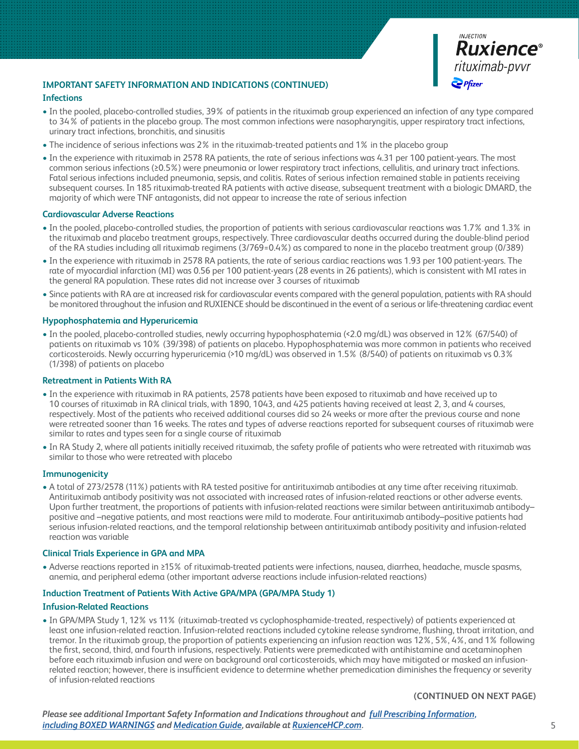## IMPORTANT SAFETY INFORMATION AND INDICATIONS (CONTINUED)

### Infections

- In the pooled, placebo-controlled studies, 39% of patients in the rituximab group experienced an infection of any type compared to 34% of patients in the placebo group. The most common infections were nasopharyngitis, upper respiratory tract infections, urinary tract infections, bronchitis, and sinusitis
- The incidence of serious infections was 2% in the rituximab-treated patients and 1% in the placebo group
- In the experience with rituximab in 2578 RA patients, the rate of serious infections was 4.31 per 100 patient-years. The most common serious infections (≥0.5%) were pneumonia or lower respiratory tract infections, cellulitis, and urinary tract infections. Fatal serious infections included pneumonia, sepsis, and colitis. Rates of serious infection remained stable in patients receiving subsequent courses. In 185 rituximab-treated RA patients with active disease, subsequent treatment with a biologic DMARD, the majority of which were TNF antagonists, did not appear to increase the rate of serious infection

### Cardiovascular Adverse Reactions

- In the pooled, placebo-controlled studies, the proportion of patients with serious cardiovascular reactions was 1.7% and 1.3% in the rituximab and placebo treatment groups, respectively. Three cardiovascular deaths occurred during the double-blind period of the RA studies including all rituximab regimens (3/769=0.4%) as compared to none in the placebo treatment group (0/389)
- In the experience with rituximab in 2578 RA patients, the rate of serious cardiac reactions was 1.93 per 100 patient-years. The rate of myocardial infarction (MI) was 0.56 per 100 patient-years (28 events in 26 patients), which is consistent with MI rates in the general RA population. These rates did not increase over 3 courses of rituximab
- Since patients with RA are at increased risk for cardiovascular events compared with the general population, patients with RA should be monitored throughout the infusion and RUXIENCE should be discontinued in the event of a serious or life-threatening cardiac event

### Hypophosphatemia and Hyperuricemia

- In the pooled, placebo-controlled studies, newly occurring hypophosphatemia (<2.0 mg/dL) was observed in 12% (67/540) of patients on rituximab vs 10% (39/398) of patients on placebo. Hypophosphatemia was more common in patients who received corticosteroids. Newly occurring hyperuricemia (>10 mg/dL) was observed in 1.5% (8/540) of patients on rituximab vs 0.3% (1/398) of patients on placebo

### Retreatment in Patients With RA

- In the experience with rituximab in RA patients, 2578 patients have been exposed to rituximab and have received up to 10 courses of rituximab in RA clinical trials, with 1890, 1043, and 425 patients having received at least 2, 3, and 4 courses, respectively. Most of the patients who received additional courses did so 24 weeks or more after the previous course and none were retreated sooner than 16 weeks. The rates and types of adverse reactions reported for subsequent courses of rituximab were similar to rates and types seen for a single course of rituximab
- In RA Study 2, where all patients initially received rituximab, the safety profile of patients who were retreated with rituximab was similar to those who were retreated with placebo

### Immunogenicity

- A total of 273/2578 (11%) patients with RA tested positive for antirituximab antibodies at any time after receiving rituximab. Antirituximab antibody positivity was not associated with increased rates of infusion-related reactions or other adverse events. Upon further treatment, the proportions of patients with infusion-related reactions were similar between antirituximab antibody–positive and –negative patients, and most reactions were mild to moderate. Four antirituximab antibody–positive patients had serious infusion-related reactions, and the temporal relationship between antirituximab antibody positivity and infusion-related reaction was variable

### Clinical Trials Experience in GPA and MPA

- Adverse reactions reported in ≥15% of rituximab-treated patients were infections, nausea, diarrhea, headache, muscle spasms, anemia, and peripheral edema (other important adverse reactions include infusion-related reactions)

### Induction Treatment of Patients With Active GPA/MPA (GPA/MPA Study 1)

### Infusion-Related Reactions

- In GPA/MPA Study 1, 12% vs 11% (rituximab-treated vs cyclophosphamide-treated, respectively) of patients experienced at least one infusion-related reaction. Infusion-related reactions included cytokine release syndrome, flushing, throat irritation, and tremor. In the rituximab group, the proportion of patients experiencing an infusion reaction was 12%, 5%, 4%, and 1% following the first, second, third, and fourth infusions, respectively. Patients were premedicated with antihistamine and acetaminophen before each rituximab infusion and were on background oral corticosteroids, which may have mitigated or masked an infusion-related reaction; however, there is insufficient evidence to determine whether premedication diminishes the frequency or severity of infusion-related reactions

**(CONTINUED ON NEXT PAGE)**

*Please see additional Important Safety Information and Indications throughout and full Prescribing Information, including BOXED WARNINGS and Medication Guide, available at RuxienceHCP.com.*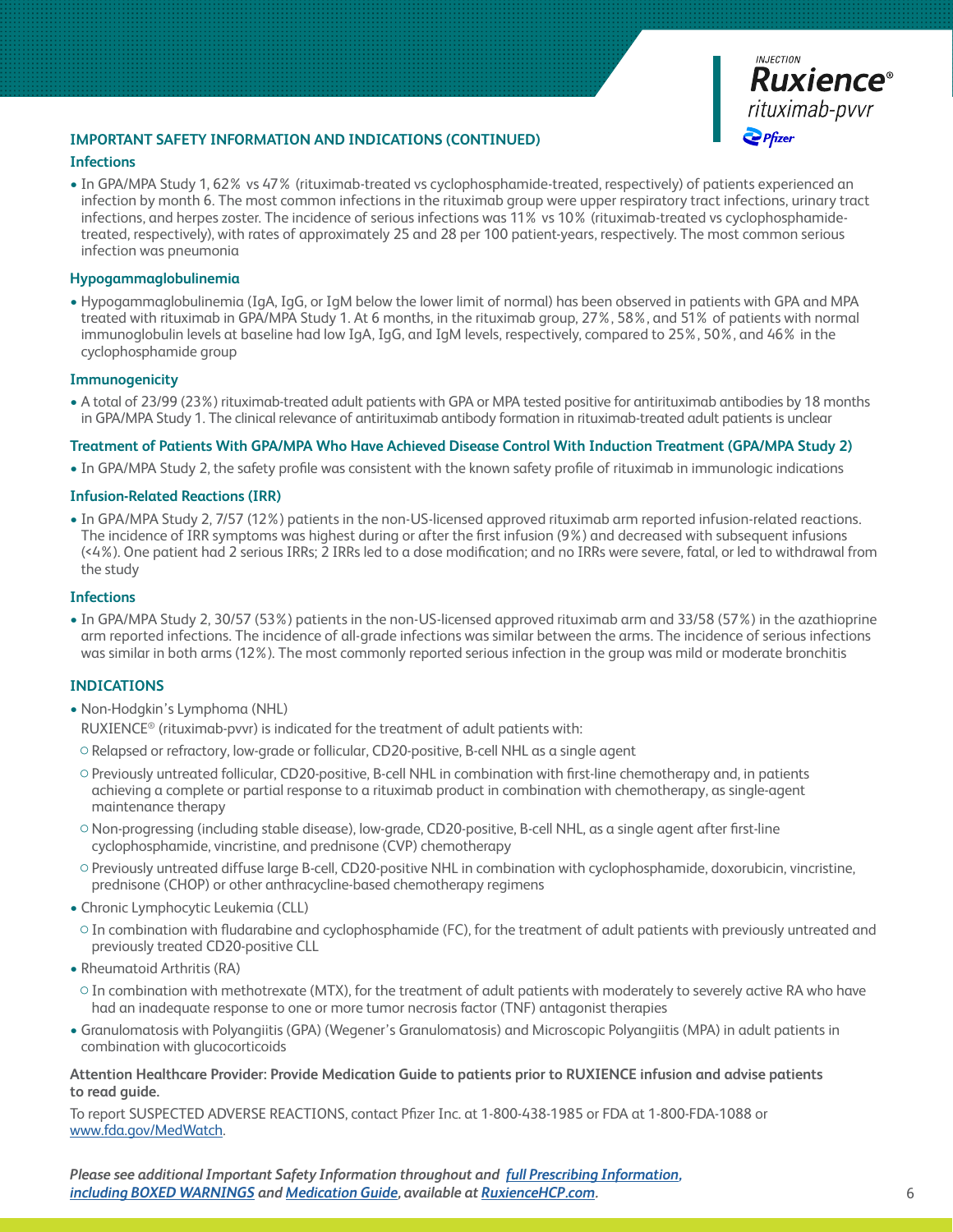## IMPORTANT SAFETY INFORMATION AND INDICATIONS (CONTINUED)

### Infections

- In GPA/MPA Study 1, 62% vs 47% (rituximab-treated vs cyclophosphamide-treated, respectively) of patients experienced an infection by month 6. The most common infections in the rituximab group were upper respiratory tract infections, urinary tract infections, and herpes zoster. The incidence of serious infections was 11% vs 10% (rituximab-treated vs cyclophosphamide-treated, respectively), with rates of approximately 25 and 28 per 100 patient-years, respectively. The most common serious infection was pneumonia

### Hypogammaglobulinemia

- Hypogammaglobulinemia (IgA, IgG, or IgM below the lower limit of normal) has been observed in patients with GPA and MPA treated with rituximab in GPA/MPA Study 1. At 6 months, in the rituximab group, 27%, 58%, and 51% of patients with normal immunoglobulin levels at baseline had low IgA, IgG, and IgM levels, respectively, compared to 25%, 50%, and 46% in the cyclophosphamide group

### Immunogenicity

- A total of 23/99 (23%) rituximab-treated adult patients with GPA or MPA tested positive for antirituximab antibodies by 18 months in GPA/MPA Study 1. The clinical relevance of antirituximab antibody formation in rituximab-treated adult patients is unclear

### Treatment of Patients With GPA/MPA Who Have Achieved Disease Control With Induction Treatment (GPA/MPA Study 2)

- In GPA/MPA Study 2, the safety profile was consistent with the known safety profile of rituximab in immunologic indications

### Infusion-Related Reactions (IRR)

- In GPA/MPA Study 2, 7/57 (12%) patients in the non-US-licensed approved rituximab arm reported infusion-related reactions. The incidence of IRR symptoms was highest during or after the first infusion (9%) and decreased with subsequent infusions (<4%). One patient had 2 serious IRRs; 2 IRRs led to a dose modification; and no IRRs were severe, fatal, or led to withdrawal from the study

### Infections

- In GPA/MPA Study 2, 30/57 (53%) patients in the non-US-licensed approved rituximab arm and 33/58 (57%) in the azathioprine arm reported infections. The incidence of all-grade infections was similar between the arms. The incidence of serious infections was similar in both arms (12%). The most commonly reported serious infection in the group was mild or moderate bronchitis

## INDICATIONS

- Non-Hodgkin's Lymphoma (NHL)
  RUXIENCE® (rituximab-pvvr) is indicated for the treatment of adult patients with:
  - Relapsed or refractory, low-grade or follicular, CD20-positive, B-cell NHL as a single agent
  - Previously untreated follicular, CD20-positive, B-cell NHL in combination with first-line chemotherapy and, in patients achieving a complete or partial response to a rituximab product in combination with chemotherapy, as single-agent maintenance therapy
  - Non-progressing (including stable disease), low-grade, CD20-positive, B-cell NHL, as a single agent after first-line cyclophosphamide, vincristine, and prednisone (CVP) chemotherapy
  - Previously untreated diffuse large B-cell, CD20-positive NHL in combination with cyclophosphamide, doxorubicin, vincristine, prednisone (CHOP) or other anthracycline-based chemotherapy regimens
- Chronic Lymphocytic Leukemia (CLL)
  - In combination with fludarabine and cyclophosphamide (FC), for the treatment of adult patients with previously untreated and previously treated CD20-positive CLL
- Rheumatoid Arthritis (RA)
  - In combination with methotrexate (MTX), for the treatment of adult patients with moderately to severely active RA who have had an inadequate response to one or more tumor necrosis factor (TNF) antagonist therapies
- Granulomatosis with Polyangiitis (GPA) (Wegener's Granulomatosis) and Microscopic Polyangiitis (MPA) in adult patients in combination with glucocorticoids

**Attention Healthcare Provider: Provide Medication Guide to patients prior to RUXIENCE infusion and advise patients to read guide.**

To report SUSPECTED ADVERSE REACTIONS, contact Pfizer Inc. at 1-800-438-1985 or FDA at 1-800-FDA-1088 or www.fda.gov/MedWatch.

***Please see additional Important Safety Information throughout and full Prescribing Information, including BOXED WARNINGS and Medication Guide, available at RuxienceHCP.com.***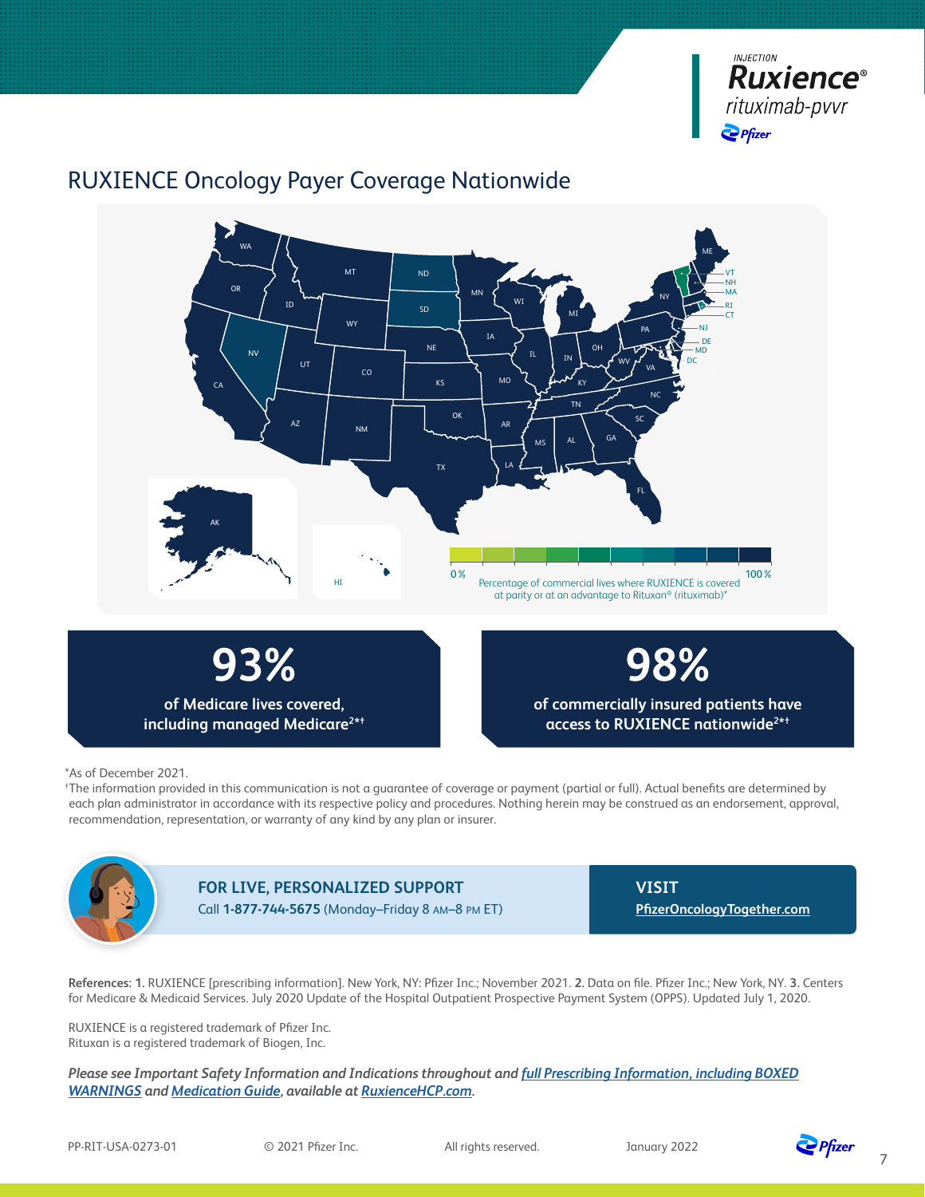INJECTION
Ruxience®
rituximab-pvvr
Pfizer

## RUXIENCE Oncology Payer Coverage Nationwide

WA
OR
CA
NV
ID
MT
WY
UT
AZ
CO
NM
ND
SD
NE
KS
OK
TX
MN
IA
MO
AR
LA
WI
IL
MS
MI
IN
KY
TN
AL
OH
WV
VA
NC
SC
GA
FL
PA
NY
ME
VT
NH
MA
RI
CT
NJ
DE
MD
DC
AK
HI

0%
100%
Percentage of commercial lives where RUXIENCE is covered at parity or at an advantage to Rituxan® (rituximab)*

**93%**

**of Medicare lives covered, including managed Medicare[2*†]**

**98%**

**of commercially insured patients have access to RUXIENCE nationwide[2*†]**

*As of December 2021.

†The information provided in this communication is not a guarantee of coverage or payment (partial or full). Actual benefits are determined by each plan administrator in accordance with its respective policy and procedures. Nothing herein may be construed as an endorsement, approval, recommendation, representation, or warranty of any kind by any plan or insurer.

**FOR LIVE, PERSONALIZED SUPPORT**
Call **1-877-744-5675** (Monday–Friday 8 AM–8 PM ET)

**VISIT**
**PfizerOncologyTogether.com**

**References: 1.** RUXIENCE [prescribing information]. New York, NY: Pfizer Inc.; November 2021. **2.** Data on file. Pfizer Inc.; New York, NY. **3.** Centers for Medicare & Medicaid Services. July 2020 Update of the Hospital Outpatient Prospective Payment System (OPPS). Updated July 1, 2020.

RUXIENCE is a registered trademark of Pfizer Inc.
Rituxan is a registered trademark of Biogen, Inc.

*Please see Important Safety Information and Indications throughout and full Prescribing Information, including BOXED WARNINGS and Medication Guide, available at RuxienceHCP.com.*

PP-RIT-USA-0273-01 © 2021 Pfizer Inc. All rights reserved. January 2022